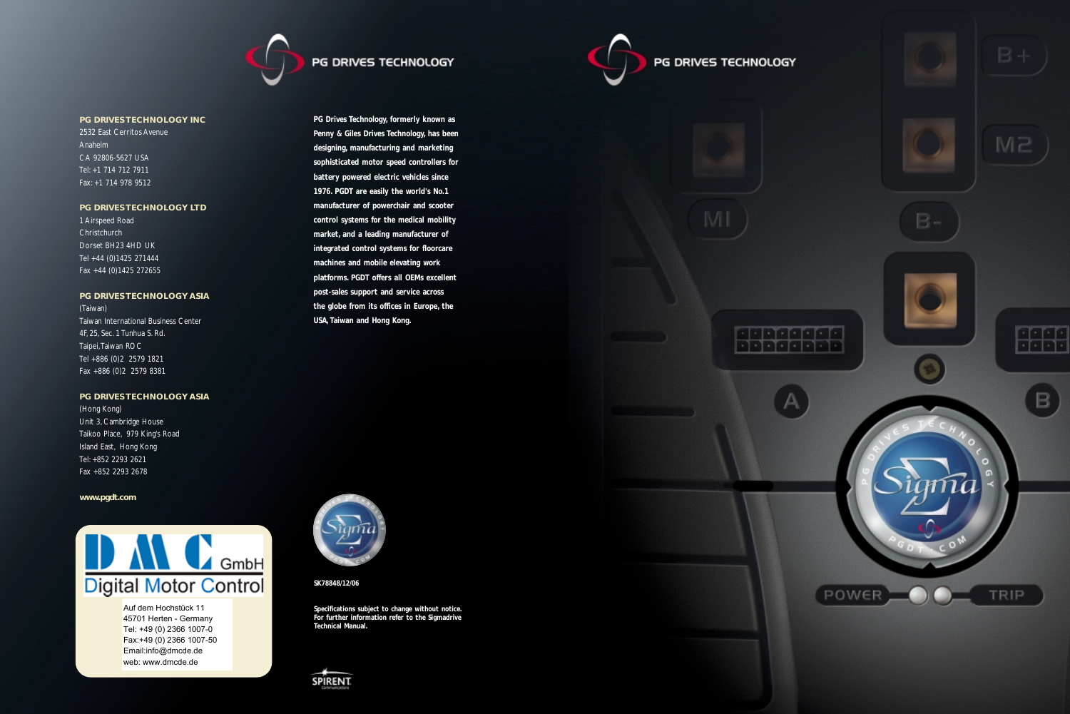PG DRIVES TECHNOLOGY

**PG DRIVES TECHNOLOGY INC**
2532 East Cerritos Avenue
Anaheim
CA 92806-5627 USA
Tel: +1 714 712 7911
Fax: +1 714 978 9512

**PG DRIVES TECHNOLOGY LTD**
1 Airspeed Road
Christchurch
Dorset BH23 4HD UK
Tel +44 (0)1425 271444
Fax +44 (0)1425 272655

**PG DRIVES TECHNOLOGY ASIA**
(Taiwan)
Taiwan International Business Center
4F, 25, Sec. 1 Tunhua S. Rd.
Taipei, Taiwan ROC
Tel +886 (0)2 2579 1821
Fax +886 (0)2 2579 8381

**PG DRIVES TECHNOLOGY ASIA**
(Hong Kong)
Unit 3, Cambridge House
Taikoo Place, 979 King's Road
Island East, Hong Kong
Tel: +852 2293 2621
Fax +852 2293 2678

**www.pgdt.com**

DMC GmbH
Digital Motor Control

Auf dem Hochstück 11
45701 Herten - Germany
Tel: +49 (0) 2366 1007-0
Fax:+49 (0) 2366 1007-50
Email:info@dmcde.de
web: www.dmcde.de

**PG Drives Technology, formerly known as Penny & Giles Drives Technology, has been designing, manufacturing and marketing sophisticated motor speed controllers for battery powered electric vehicles since 1976. PGDT are easily the world's No.1 manufacturer of powerchair and scooter control systems for the medical mobility market, and a leading manufacturer of integrated control systems for floorcare machines and mobile elevating work platforms. PGDT offers all OEMs excellent post-sales support and service across the globe from its offices in Europe, the USA, Taiwan and Hong Kong.**

**SK78848/12/06**

**Specifications subject to change without notice. For further information refer to the Sigmadrive Technical Manual.**

SPIRENT

PG DRIVES TECHNOLOGY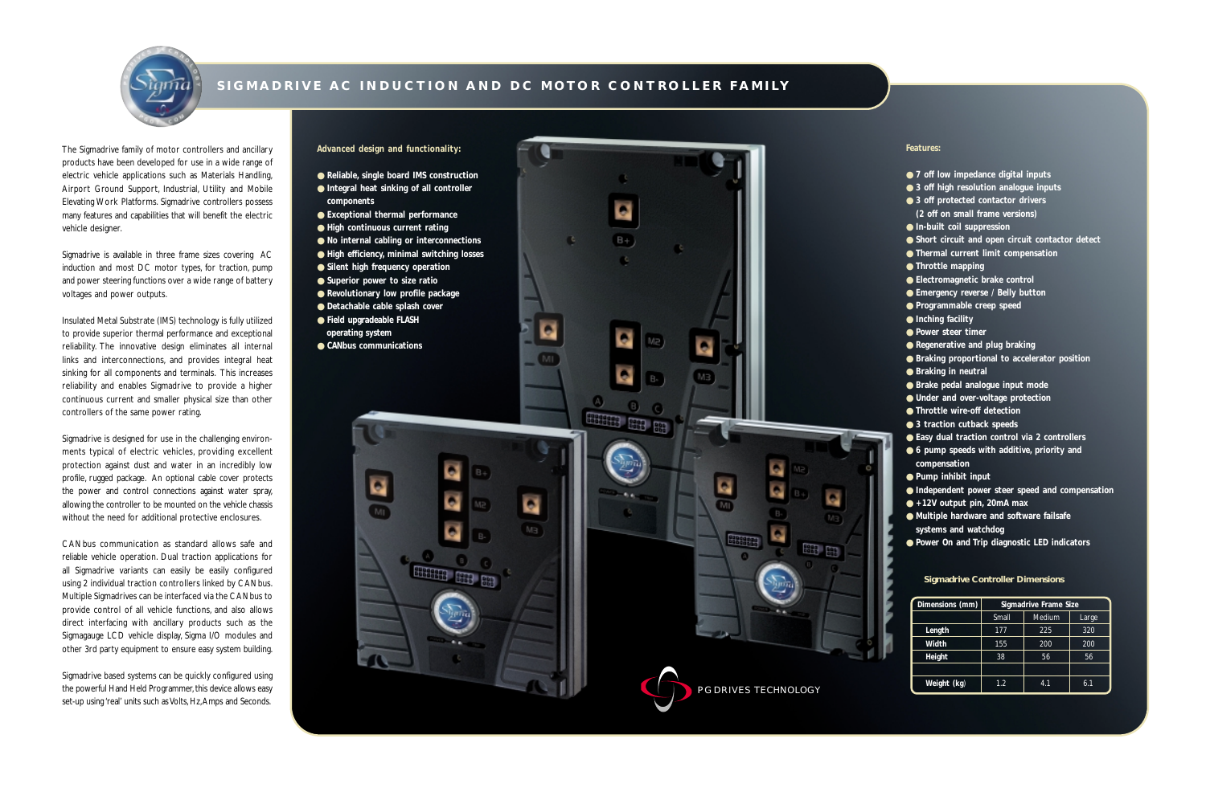# SIGMADRIVE AC INDUCTION AND DC MOTOR CONTROLLER FAMILY

The Sigmadrive family of motor controllers and ancillary products have been developed for use in a wide range of electric vehicle applications such as Materials Handling, Airport Ground Support, Industrial, Utility and Mobile Elevating Work Platforms. Sigmadrive controllers possess many features and capabilities that will benefit the electric vehicle designer.

Sigmadrive is available in three frame sizes covering AC induction and most DC motor types, for traction, pump and power steering functions over a wide range of battery voltages and power outputs.

Insulated Metal Substrate (IMS) technology is fully utilized to provide superior thermal performance and exceptional reliability. The innovative design eliminates all internal links and interconnections, and provides integral heat sinking for all components and terminals. This increases reliability and enables Sigmadrive to provide a higher continuous current and smaller physical size than other controllers of the same power rating.

Sigmadrive is designed for use in the challenging environments typical of electric vehicles, providing excellent protection against dust and water in an incredibly low profile, rugged package. An optional cable cover protects the power and control connections against water spray, allowing the controller to be mounted on the vehicle chassis without the need for additional protective enclosures.

CANbus communication as standard allows safe and reliable vehicle operation. Dual traction applications for all Sigmadrive variants can easily be easily configured using 2 individual traction controllers linked by CANbus. Multiple Sigmadrives can be interfaced via the CANbus to provide control of all vehicle functions, and also allows direct interfacing with ancillary products such as the Sigmagauge LCD vehicle display, Sigma I/O modules and other 3rd party equipment to ensure easy system building.

Sigmadrive based systems can be quickly configured using the powerful Hand Held Programmer, this device allows easy set-up using 'real' units such as Volts, Hz, Amps and Seconds.

**Advanced design and functionality:**

- Reliable, single board IMS construction
- Integral heat sinking of all controller components
- Exceptional thermal performance
- High continuous current rating
- No internal cabling or interconnections
- High efficiency, minimal switching losses
- Silent high frequency operation
- Superior power to size ratio
- Revolutionary low profile package
- Detachable cable splash cover
- Field upgradeable FLASH operating system
- CANbus communications

**Features:**

- 7 off low impedance digital inputs
- 3 off high resolution analogue inputs
- 3 off protected contactor drivers (2 off on small frame versions)
- In-built coil suppression
- Short circuit and open circuit contactor detect
- Thermal current limit compensation
- Throttle mapping
- Electromagnetic brake control
- Emergency reverse / Belly button
- Programmable creep speed
- Inching facility
- Power steer timer
- Regenerative and plug braking
- Braking proportional to accelerator position
- Braking in neutral
- Brake pedal analogue input mode
- Under and over-voltage protection
- Throttle wire-off detection
- 3 traction cutback speeds
- Easy dual traction control via 2 controllers
- 6 pump speeds with additive, priority and compensation
- Pump inhibit input
- Independent power steer speed and compensation
- +12V output pin, 20mA max
- Multiple hardware and software failsafe systems and watchdog
- Power On and Trip diagnostic LED indicators

**Sigmadrive Controller Dimensions**

| Dimensions (mm) | Sigmadrive Frame Size | | |
|---|---|---|---|
| | Small | Medium | Large |
| Length | 177 | 225 | 320 |
| Width | 155 | 200 | 200 |
| Height | 38 | 56 | 56 |
| | | | |
| Weight (kg) | 1.2 | 4.1 | 6.1 |

PG DRIVES TECHNOLOGY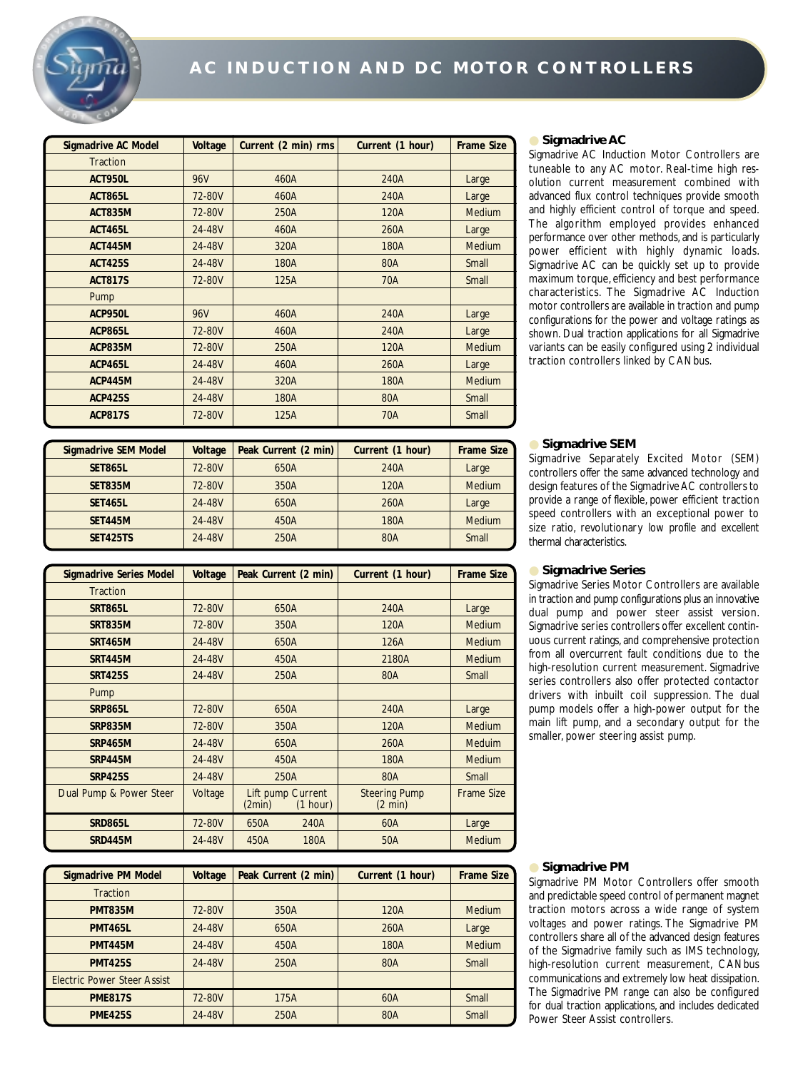# AC INDUCTION AND DC MOTOR CONTROLLERS

| Sigmadrive AC Model | Voltage | Current (2 min) rms | Current (1 hour) | Frame Size |
|---|---|---|---|---|
| Traction | | | | |
| **ACT950L** | 96V | 460A | 240A | Large |
| **ACT865L** | 72-80V | 460A | 240A | Large |
| **ACT835M** | 72-80V | 250A | 120A | Medium |
| **ACT465L** | 24-48V | 460A | 260A | Large |
| **ACT445M** | 24-48V | 320A | 180A | Medium |
| **ACT425S** | 24-48V | 180A | 80A | Small |
| **ACT817S** | 72-80V | 125A | 70A | Small |
| Pump | | | | |
| **ACP950L** | 96V | 460A | 240A | Large |
| **ACP865L** | 72-80V | 460A | 240A | Large |
| **ACP835M** | 72-80V | 250A | 120A | Medium |
| **ACP465L** | 24-48V | 460A | 260A | Large |
| **ACP445M** | 24-48V | 320A | 180A | Medium |
| **ACP425S** | 24-48V | 180A | 80A | Small |
| **ACP817S** | 72-80V | 125A | 70A | Small |

### Sigmadrive AC

Sigmadrive AC Induction Motor Controllers are tuneable to any AC motor. Real-time high resolution current measurement combined with advanced flux control techniques provide smooth and highly efficient control of torque and speed. The algorithm employed provides enhanced performance over other methods, and is particularly power efficient with highly dynamic loads. Sigmadrive AC can be quickly set up to provide maximum torque, efficiency and best performance characteristics. The Sigmadrive AC Induction motor controllers are available in traction and pump configurations for the power and voltage ratings as shown. Dual traction applications for all Sigmadrive variants can be easily configured using 2 individual traction controllers linked by CANbus.

| Sigmadrive SEM Model | Voltage | Peak Current (2 min) | Current (1 hour) | Frame Size |
|---|---|---|---|---|
| **SET865L** | 72-80V | 650A | 240A | Large |
| **SET835M** | 72-80V | 350A | 120A | Medium |
| **SET465L** | 24-48V | 650A | 260A | Large |
| **SET445M** | 24-48V | 450A | 180A | Medium |
| **SET425TS** | 24-48V | 250A | 80A | Small |

### Sigmadrive SEM

Sigmadrive Separately Excited Motor (SEM) controllers offer the same advanced technology and design features of the Sigmadrive AC controllers to provide a range of flexible, power efficient traction speed controllers with an exceptional power to size ratio, revolutionary low profile and excellent thermal characteristics.

| Sigmadrive Series Model | Voltage | Peak Current (2 min) | Current (1 hour) | Frame Size |
|---|---|---|---|---|
| Traction | | | | |
| **SRT865L** | 72-80V | 650A | 240A | Large |
| **SRT835M** | 72-80V | 350A | 120A | Medium |
| **SRT465M** | 24-48V | 650A | 126A | Medium |
| **SRT445M** | 24-48V | 450A | 2180A | Medium |
| **SRT425S** | 24-48V | 250A | 80A | Small |
| Pump | | | | |
| **SRP865L** | 72-80V | 650A | 240A | Large |
| **SRP835M** | 72-80V | 350A | 120A | Medium |
| **SRP465M** | 24-48V | 650A | 260A | Meduim |
| **SRP445M** | 24-48V | 450A | 180A | Medium |
| **SRP425S** | 24-48V | 250A | 80A | Small |
| Dual Pump & Power Steer | Voltage | Lift pump Current (2min) (1 hour) | Steering Pump (2 min) | Frame Size |
| **SRD865L** | 72-80V | 650A 240A | 60A | Large |
| **SRD445M** | 24-48V | 450A 180A | 50A | Medium |

### Sigmadrive Series

Sigmadrive Series Motor Controllers are available in traction and pump configurations plus an innovative dual pump and power steer assist version. Sigmadrive series controllers offer excellent continuous current ratings, and comprehensive protection from all overcurrent fault conditions due to the high-resolution current measurement. Sigmadrive series controllers also offer protected contactor drivers with inbuilt coil suppression. The dual pump models offer a high-power output for the main lift pump, and a secondary output for the smaller, power steering assist pump.

| Sigmadrive PM Model | Voltage | Peak Current (2 min) | Current (1 hour) | Frame Size |
|---|---|---|---|---|
| Traction | | | | |
| **PMT835M** | 72-80V | 350A | 120A | Medium |
| **PMT465L** | 24-48V | 650A | 260A | Large |
| **PMT445M** | 24-48V | 450A | 180A | Medium |
| **PMT425S** | 24-48V | 250A | 80A | Small |
| Electric Power Steer Assist | | | | |
| **PME817S** | 72-80V | 175A | 60A | Small |
| **PME425S** | 24-48V | 250A | 80A | Small |

### Sigmadrive PM

Sigmadrive PM Motor Controllers offer smooth and predictable speed control of permanent magnet traction motors across a wide range of system voltages and power ratings. The Sigmadrive PM controllers share all of the advanced design features of the Sigmadrive family such as IMS technology, high-resolution current measurement, CANbus communications and extremely low heat dissipation. The Sigmadrive PM range can also be configured for dual traction applications, and includes dedicated Power Steer Assist controllers.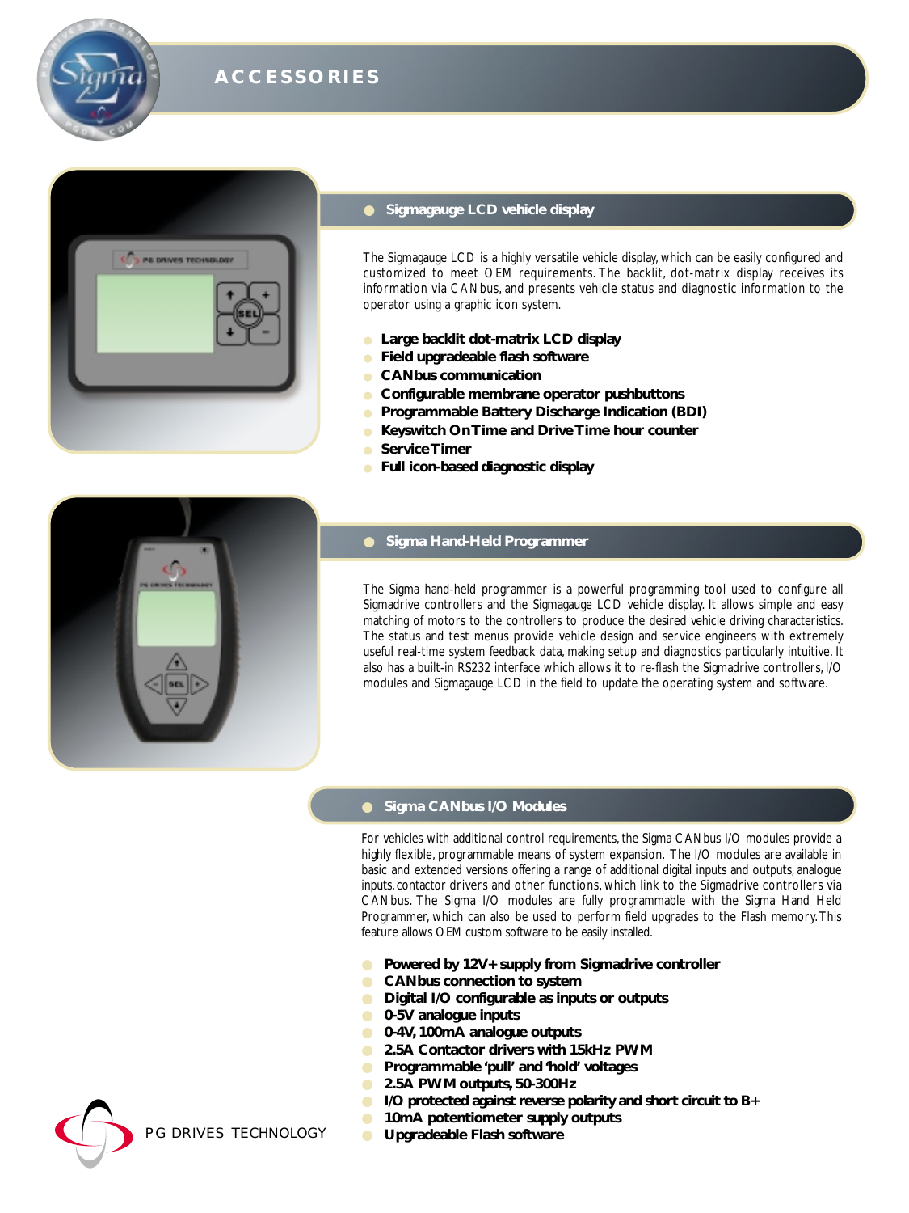# ACCESSORIES

## Sigmagauge LCD vehicle display

The Sigmagauge LCD is a highly versatile vehicle display, which can be easily configured and customized to meet OEM requirements. The backlit, dot-matrix display receives its information via CANbus, and presents vehicle status and diagnostic information to the operator using a graphic icon system.

- **Large backlit dot-matrix LCD display**
- **Field upgradeable flash software**
- **CANbus communication**
- **Configurable membrane operator pushbuttons**
- **Programmable Battery Discharge Indication (BDI)**
- **Keyswitch On Time and Drive Time hour counter**
- **Service Timer**
- **Full icon-based diagnostic display**

## Sigma Hand-Held Programmer

The Sigma hand-held programmer is a powerful programming tool used to configure all Sigmadrive controllers and the Sigmagauge LCD vehicle display. It allows simple and easy matching of motors to the controllers to produce the desired vehicle driving characteristics. The status and test menus provide vehicle design and service engineers with extremely useful real-time system feedback data, making setup and diagnostics particularly intuitive. It also has a built-in RS232 interface which allows it to re-flash the Sigmadrive controllers, I/O modules and Sigmagauge LCD in the field to update the operating system and software.

## Sigma CANbus I/O Modules

For vehicles with additional control requirements, the Sigma CANbus I/O modules provide a highly flexible, programmable means of system expansion. The I/O modules are available in basic and extended versions offering a range of additional digital inputs and outputs, analogue inputs, contactor drivers and other functions, which link to the Sigmadrive controllers via CANbus. The Sigma I/O modules are fully programmable with the Sigma Hand Held Programmer, which can also be used to perform field upgrades to the Flash memory. This feature allows OEM custom software to be easily installed.

- **Powered by 12V+ supply from Sigmadrive controller**
- **CANbus connection to system**
- **Digital I/O configurable as inputs or outputs**
- **0-5V analogue inputs**
- **0-4V, 100mA analogue outputs**
- **2.5A Contactor drivers with 15kHz PWM**
- **Programmable 'pull' and 'hold' voltages**
- **2.5A PWM outputs, 50-300Hz**
- **I/O protected against reverse polarity and short circuit to B+**
- **10mA potentiometer supply outputs**
- **Upgradeable Flash software**

PG DRIVES TECHNOLOGY